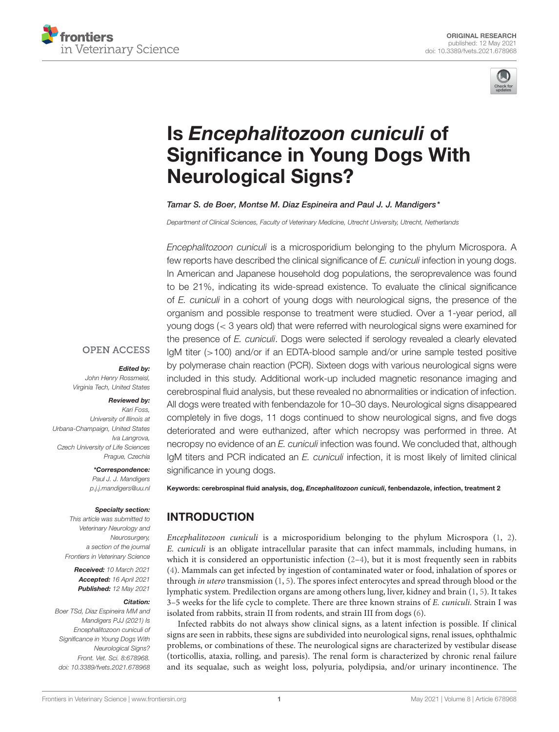ORIGINAL RESEARCH
published: 12 May 2021
doi: 10.3389/fvets.2021.678968

# Is *Encephalitozoon cuniculi* of Significance in Young Dogs With Neurological Signs?

*Tamar S. de Boer, Montse M. Diaz Espineira and Paul J. J. Mandigers**

*Department of Clinical Sciences, Faculty of Veterinary Medicine, Utrecht University, Utrecht, Netherlands*

OPEN ACCESS

***Edited by:***
*John Henry Rossmeisl, Virginia Tech, United States*

***Reviewed by:***
*Kari Foss, University of Illinois at Urbana-Champaign, United States*
*Iva Langrova, Czech University of Life Sciences Prague, Czechia*

***\*Correspondence:***
*Paul J. J. Mandigers*
*p.j.j.mandigers@uu.nl*

***Specialty section:***
*This article was submitted to Veterinary Neurology and Neurosurgery, a section of the journal Frontiers in Veterinary Science*

***Received:*** *10 March 2021*
***Accepted:*** *16 April 2021*
***Published:*** *12 May 2021*

***Citation:***
*Boer TSd, Diaz Espineira MM and Mandigers PJJ (2021) Is Encephalitozoon cuniculi of Significance in Young Dogs With Neurological Signs? Front. Vet. Sci. 8:678968. doi: 10.3389/fvets.2021.678968*

*Encephalitozoon cuniculi* is a microsporidium belonging to the phylum Microspora. A few reports have described the clinical significance of *E. cuniculi* infection in young dogs. In American and Japanese household dog populations, the seroprevalence was found to be 21%, indicating its wide-spread existence. To evaluate the clinical significance of *E. cuniculi* in a cohort of young dogs with neurological signs, the presence of the organism and possible response to treatment were studied. Over a 1-year period, all young dogs (< 3 years old) that were referred with neurological signs were examined for the presence of *E. cuniculi*. Dogs were selected if serology revealed a clearly elevated IgM titer (>100) and/or if an EDTA-blood sample and/or urine sample tested positive by polymerase chain reaction (PCR). Sixteen dogs with various neurological signs were included in this study. Additional work-up included magnetic resonance imaging and cerebrospinal fluid analysis, but these revealed no abnormalities or indication of infection. All dogs were treated with fenbendazole for 10–30 days. Neurological signs disappeared completely in five dogs, 11 dogs continued to show neurological signs, and five dogs deteriorated and were euthanized, after which necropsy was performed in three. At necropsy no evidence of an *E. cuniculi* infection was found. We concluded that, although IgM titers and PCR indicated an *E. cuniculi* infection, it is most likely of limited clinical significance in young dogs.

**Keywords: cerebrospinal fluid analysis, dog, *Encephalitozoon cuniculi*, fenbendazole, infection, treatment 2**

## INTRODUCTION

*Encephalitozoon cuniculi* is a microsporidium belonging to the phylum Microspora (1, 2). *E. cuniculi* is an obligate intracellular parasite that can infect mammals, including humans, in which it is considered an opportunistic infection (2–4), but it is most frequently seen in rabbits (4). Mammals can get infected by ingestion of contaminated water or food, inhalation of spores or through *in utero* transmission (1, 5). The spores infect enterocytes and spread through blood or the lymphatic system. Predilection organs are among others lung, liver, kidney and brain (1, 5). It takes 3–5 weeks for the life cycle to complete. There are three known strains of *E. cuniculi*. Strain I was isolated from rabbits, strain II from rodents, and strain III from dogs (6).

Infected rabbits do not always show clinical signs, as a latent infection is possible. If clinical signs are seen in rabbits, these signs are subdivided into neurological signs, renal issues, ophthalmic problems, or combinations of these. The neurological signs are characterized by vestibular disease (torticollis, ataxia, rolling, and paresis). The renal form is characterized by chronic renal failure and its sequalae, such as weight loss, polyuria, polydipsia, and/or urinary incontinence. The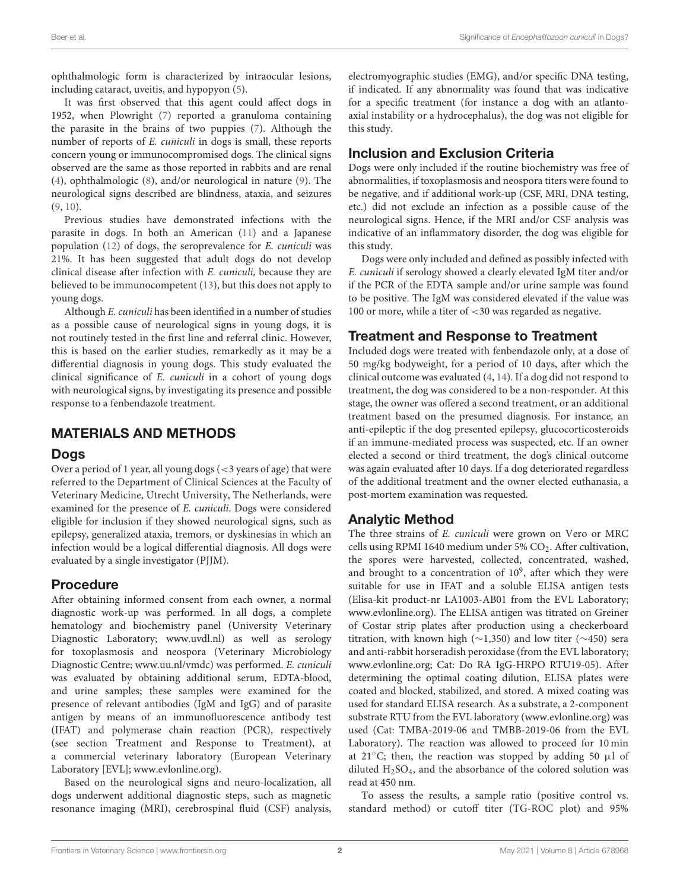ophthalmologic form is characterized by intraocular lesions, including cataract, uveitis, and hypopyon (5).

It was first observed that this agent could affect dogs in 1952, when Plowright (7) reported a granuloma containing the parasite in the brains of two puppies (7). Although the number of reports of *E. cuniculi* in dogs is small, these reports concern young or immunocompromised dogs. The clinical signs observed are the same as those reported in rabbits and are renal (4), ophthalmologic (8), and/or neurological in nature (9). The neurological signs described are blindness, ataxia, and seizures (9, 10).

Previous studies have demonstrated infections with the parasite in dogs. In both an American (11) and a Japanese population (12) of dogs, the seroprevalence for *E. cuniculi* was 21%. It has been suggested that adult dogs do not develop clinical disease after infection with *E. cuniculi,* because they are believed to be immunocompetent (13), but this does not apply to young dogs.

Although *E. cuniculi* has been identified in a number of studies as a possible cause of neurological signs in young dogs, it is not routinely tested in the first line and referral clinic. However, this is based on the earlier studies, remarkedly as it may be a differential diagnosis in young dogs. This study evaluated the clinical significance of *E. cuniculi* in a cohort of young dogs with neurological signs, by investigating its presence and possible response to a fenbendazole treatment.

## MATERIALS AND METHODS

### Dogs

Over a period of 1 year, all young dogs (<3 years of age) that were referred to the Department of Clinical Sciences at the Faculty of Veterinary Medicine, Utrecht University, The Netherlands, were examined for the presence of *E. cuniculi*. Dogs were considered eligible for inclusion if they showed neurological signs, such as epilepsy, generalized ataxia, tremors, or dyskinesias in which an infection would be a logical differential diagnosis. All dogs were evaluated by a single investigator (PJJM).

### Procedure

After obtaining informed consent from each owner, a normal diagnostic work-up was performed. In all dogs, a complete hematology and biochemistry panel (University Veterinary Diagnostic Laboratory; www.uvdl.nl) as well as serology for toxoplasmosis and neospora (Veterinary Microbiology Diagnostic Centre; www.uu.nl/vmdc) was performed. *E. cuniculi* was evaluated by obtaining additional serum, EDTA-blood, and urine samples; these samples were examined for the presence of relevant antibodies (IgM and IgG) and of parasite antigen by means of an immunofluorescence antibody test (IFAT) and polymerase chain reaction (PCR), respectively (see section Treatment and Response to Treatment), at a commercial veterinary laboratory (European Veterinary Laboratory [EVL]; www.evlonline.org).

Based on the neurological signs and neuro-localization, all dogs underwent additional diagnostic steps, such as magnetic resonance imaging (MRI), cerebrospinal fluid (CSF) analysis, electromyographic studies (EMG), and/or specific DNA testing, if indicated. If any abnormality was found that was indicative for a specific treatment (for instance a dog with an atlanto-axial instability or a hydrocephalus), the dog was not eligible for this study.

### Inclusion and Exclusion Criteria

Dogs were only included if the routine biochemistry was free of abnormalities, if toxoplasmosis and neospora titers were found to be negative, and if additional work-up (CSF, MRI, DNA testing, etc.) did not exclude an infection as a possible cause of the neurological signs. Hence, if the MRI and/or CSF analysis was indicative of an inflammatory disorder, the dog was eligible for this study.

Dogs were only included and defined as possibly infected with *E. cuniculi* if serology showed a clearly elevated IgM titer and/or if the PCR of the EDTA sample and/or urine sample was found to be positive. The IgM was considered elevated if the value was 100 or more, while a titer of <30 was regarded as negative.

### Treatment and Response to Treatment

Included dogs were treated with fenbendazole only, at a dose of 50 mg/kg bodyweight, for a period of 10 days, after which the clinical outcome was evaluated (4, 14). If a dog did not respond to treatment, the dog was considered to be a non-responder. At this stage, the owner was offered a second treatment, or an additional treatment based on the presumed diagnosis. For instance, an anti-epileptic if the dog presented epilepsy, glucocorticosteroids if an immune-mediated process was suspected, etc. If an owner elected a second or third treatment, the dog's clinical outcome was again evaluated after 10 days. If a dog deteriorated regardless of the additional treatment and the owner elected euthanasia, a post-mortem examination was requested.

### Analytic Method

The three strains of *E. cuniculi* were grown on Vero or MRC cells using RPMI 1640 medium under 5% $CO_2$. After cultivation, the spores were harvested, collected, concentrated, washed, and brought to a concentration of $10^9$, after which they were suitable for use in IFAT and a soluble ELISA antigen tests (Elisa-kit product-nr LA1003-AB01 from the EVL Laboratory; www.evlonline.org). The ELISA antigen was titrated on Greiner of Costar strip plates after production using a checkerboard titration, with known high (~1,350) and low titer (~450) sera and anti-rabbit horseradish peroxidase (from the EVL laboratory; www.evlonline.org; Cat: Do RA IgG-HRPO RTU19-05). After determining the optimal coating dilution, ELISA plates were coated and blocked, stabilized, and stored. A mixed coating was used for standard ELISA research. As a substrate, a 2-component substrate RTU from the EVL laboratory (www.evlonline.org) was used (Cat: TMBA-2019-06 and TMBB-2019-06 from the EVL Laboratory). The reaction was allowed to proceed for 10 min at 21°C; then, the reaction was stopped by adding 50 µl of diluted $H_2SO_4$, and the absorbance of the colored solution was read at 450 nm.

To assess the results, a sample ratio (positive control vs. standard method) or cutoff titer (TG-ROC plot) and 95%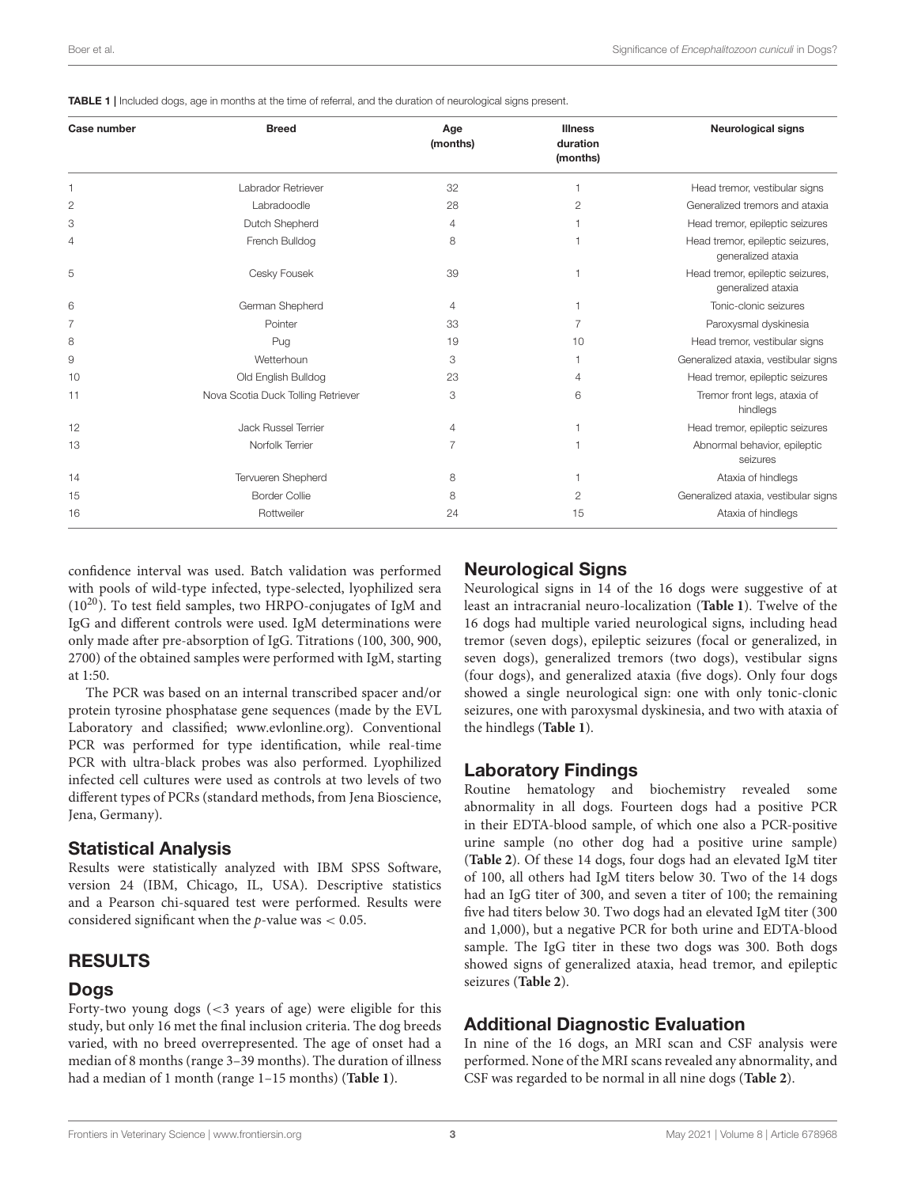**TABLE 1 |** Included dogs, age in months at the time of referral, and the duration of neurological signs present.

| Case number | Breed | Age (months) | Illness duration (months) | Neurological signs |
|---|---|---|---|---|
| 1 | Labrador Retriever | 32 | 1 | Head tremor, vestibular signs |
| 2 | Labradoodle | 28 | 2 | Generalized tremors and ataxia |
| 3 | Dutch Shepherd | 4 | 1 | Head tremor, epileptic seizures |
| 4 | French Bulldog | 8 | 1 | Head tremor, epileptic seizures, generalized ataxia |
| 5 | Cesky Fousek | 39 | 1 | Head tremor, epileptic seizures, generalized ataxia |
| 6 | German Shepherd | 4 | 1 | Tonic-clonic seizures |
| 7 | Pointer | 33 | 7 | Paroxysmal dyskinesia |
| 8 | Pug | 19 | 10 | Head tremor, vestibular signs |
| 9 | Wetterhoun | 3 | 1 | Generalized ataxia, vestibular signs |
| 10 | Old English Bulldog | 23 | 4 | Head tremor, epileptic seizures |
| 11 | Nova Scotia Duck Tolling Retriever | 3 | 6 | Tremor front legs, ataxia of hindlegs |
| 12 | Jack Russel Terrier | 4 | 1 | Head tremor, epileptic seizures |
| 13 | Norfolk Terrier | 7 | 1 | Abnormal behavior, epileptic seizures |
| 14 | Tervueren Shepherd | 8 | 1 | Ataxia of hindlegs |
| 15 | Border Collie | 8 | 2 | Generalized ataxia, vestibular signs |
| 16 | Rottweiler | 24 | 15 | Ataxia of hindlegs |

confidence interval was used. Batch validation was performed with pools of wild-type infected, type-selected, lyophilized sera ($10^{20}$). To test field samples, two HRPO-conjugates of IgM and IgG and different controls were used. IgM determinations were only made after pre-absorption of IgG. Titrations (100, 300, 900, 2700) of the obtained samples were performed with IgM, starting at 1:50.

The PCR was based on an internal transcribed spacer and/or protein tyrosine phosphatase gene sequences (made by the EVL Laboratory and classified; www.evlonline.org). Conventional PCR was performed for type identification, while real-time PCR with ultra-black probes was also performed. Lyophilized infected cell cultures were used as controls at two levels of two different types of PCRs (standard methods, from Jena Bioscience, Jena, Germany).

## Statistical Analysis

Results were statistically analyzed with IBM SPSS Software, version 24 (IBM, Chicago, IL, USA). Descriptive statistics and a Pearson chi-squared test were performed. Results were considered significant when the $p$-value was $< 0.05$.

# RESULTS

## Dogs

Forty-two young dogs (<3 years of age) were eligible for this study, but only 16 met the final inclusion criteria. The dog breeds varied, with no breed overrepresented. The age of onset had a median of 8 months (range 3–39 months). The duration of illness had a median of 1 month (range 1–15 months) (**Table 1**).

## Neurological Signs

Neurological signs in 14 of the 16 dogs were suggestive of at least an intracranial neuro-localization (**Table 1**). Twelve of the 16 dogs had multiple varied neurological signs, including head tremor (seven dogs), epileptic seizures (focal or generalized, in seven dogs), generalized tremors (two dogs), vestibular signs (four dogs), and generalized ataxia (five dogs). Only four dogs showed a single neurological sign: one with only tonic-clonic seizures, one with paroxysmal dyskinesia, and two with ataxia of the hindlegs (**Table 1**).

## Laboratory Findings

Routine hematology and biochemistry revealed some abnormality in all dogs. Fourteen dogs had a positive PCR in their EDTA-blood sample, of which one also a PCR-positive urine sample (no other dog had a positive urine sample) (**Table 2**). Of these 14 dogs, four dogs had an elevated IgM titer of 100, all others had IgM titers below 30. Two of the 14 dogs had an IgG titer of 300, and seven a titer of 100; the remaining five had titers below 30. Two dogs had an elevated IgM titer (300 and 1,000), but a negative PCR for both urine and EDTA-blood sample. The IgG titer in these two dogs was 300. Both dogs showed signs of generalized ataxia, head tremor, and epileptic seizures (**Table 2**).

## Additional Diagnostic Evaluation

In nine of the 16 dogs, an MRI scan and CSF analysis were performed. None of the MRI scans revealed any abnormality, and CSF was regarded to be normal in all nine dogs (**Table 2**).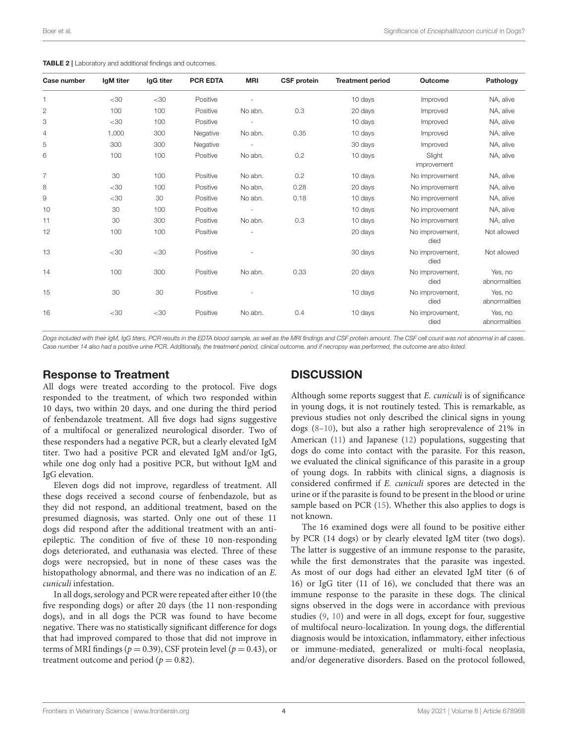**TABLE 2 |** Laboratory and additional findings and outcomes.

| Case number | IgM titer | IgG titer | PCR EDTA | MRI | CSF protein | Treatment period | Outcome | Pathology |
|---|---|---|---|---|---|---|---|---|
| 1 | <30 | <30 | Positive | - | | 10 days | Improved | NA, alive |
| 2 | 100 | 100 | Positive | No abn. | 0.3 | 20 days | Improved | NA, alive |
| 3 | <30 | 100 | Positive | - | | 10 days | Improved | NA, alive |
| 4 | 1,000 | 300 | Negative | No abn. | 0.35 | 10 days | Improved | NA, alive |
| 5 | 300 | 300 | Negative | - | | 30 days | Improved | NA, alive |
| 6 | 100 | 100 | Positive | No abn. | 0.2 | 10 days | Slight improvement | NA, alive |
| 7 | 30 | 100 | Positive | No abn. | 0.2 | 10 days | No improvement | NA, alive |
| 8 | <30 | 100 | Positive | No abn. | 0.28 | 20 days | No improvement | NA, alive |
| 9 | <30 | 30 | Positive | No abn. | 0.18 | 10 days | No improvement | NA, alive |
| 10 | 30 | 100 | Positive | - | | 10 days | No improvement | NA, alive |
| 11 | 30 | 300 | Positive | No abn. | 0.3 | 10 days | No improvement | NA, alive |
| 12 | 100 | 100 | Positive | - | | 20 days | No improvement, died | Not allowed |
| 13 | <30 | <30 | Positive | - | | 30 days | No improvement, died | Not allowed |
| 14 | 100 | 300 | Positive | No abn. | 0.33 | 20 days | No improvement, died | Yes, no abnormalities |
| 15 | 30 | 30 | Positive | - | | 10 days | No improvement, died | Yes, no abnormalities |
| 16 | <30 | <30 | Positive | No abn. | 0.4 | 10 days | No improvement, died | Yes, no abnormalities |

*Dogs included with their IgM, IgG titers, PCR results in the EDTA blood sample, as well as the MRI findings and CSF protein amount. The CSF cell count was not abnormal in all cases. Case number 14 also had a positive urine PCR. Additionally, the treatment period, clinical outcome, and if necropsy was performed, the outcome are also listed.*

## Response to Treatment

All dogs were treated according to the protocol. Five dogs responded to the treatment, of which two responded within 10 days, two within 20 days, and one during the third period of fenbendazole treatment. All five dogs had signs suggestive of a multifocal or generalized neurological disorder. Two of these responders had a negative PCR, but a clearly elevated IgM titer. Two had a positive PCR and elevated IgM and/or IgG, while one dog only had a positive PCR, but without IgM and IgG elevation.

Eleven dogs did not improve, regardless of treatment. All these dogs received a second course of fenbendazole, but as they did not respond, an additional treatment, based on the presumed diagnosis, was started. Only one out of these 11 dogs did respond after the additional treatment with an anti-epileptic. The condition of five of these 10 non-responding dogs deteriorated, and euthanasia was elected. Three of these dogs were necropsied, but in none of these cases was the histopathology abnormal, and there was no indication of an *E. cuniculi* infestation.

In all dogs, serology and PCR were repeated after either 10 (the five responding dogs) or after 20 days (the 11 non-responding dogs), and in all dogs the PCR was found to have become negative. There was no statistically significant difference for dogs that had improved compared to those that did not improve in terms of MRI findings ($p = 0.39$), CSF protein level ($p = 0.43$), or treatment outcome and period ($p = 0.82$).

## DISCUSSION

Although some reports suggest that *E. cuniculi* is of significance in young dogs, it is not routinely tested. This is remarkable, as previous studies not only described the clinical signs in young dogs (8–10), but also a rather high seroprevalence of 21% in American (11) and Japanese (12) populations, suggesting that dogs do come into contact with the parasite. For this reason, we evaluated the clinical significance of this parasite in a group of young dogs. In rabbits with clinical signs, a diagnosis is considered confirmed if *E. cuniculi* spores are detected in the urine or if the parasite is found to be present in the blood or urine sample based on PCR (15). Whether this also applies to dogs is not known.

The 16 examined dogs were all found to be positive either by PCR (14 dogs) or by clearly elevated IgM titer (two dogs). The latter is suggestive of an immune response to the parasite, while the first demonstrates that the parasite was ingested. As most of our dogs had either an elevated IgM titer (6 of 16) or IgG titer (11 of 16), we concluded that there was an immune response to the parasite in these dogs. The clinical signs observed in the dogs were in accordance with previous studies (9, 10) and were in all dogs, except for four, suggestive of multifocal neuro-localization. In young dogs, the differential diagnosis would be intoxication, inflammatory, either infectious or immune-mediated, generalized or multi-focal neoplasia, and/or degenerative disorders. Based on the protocol followed,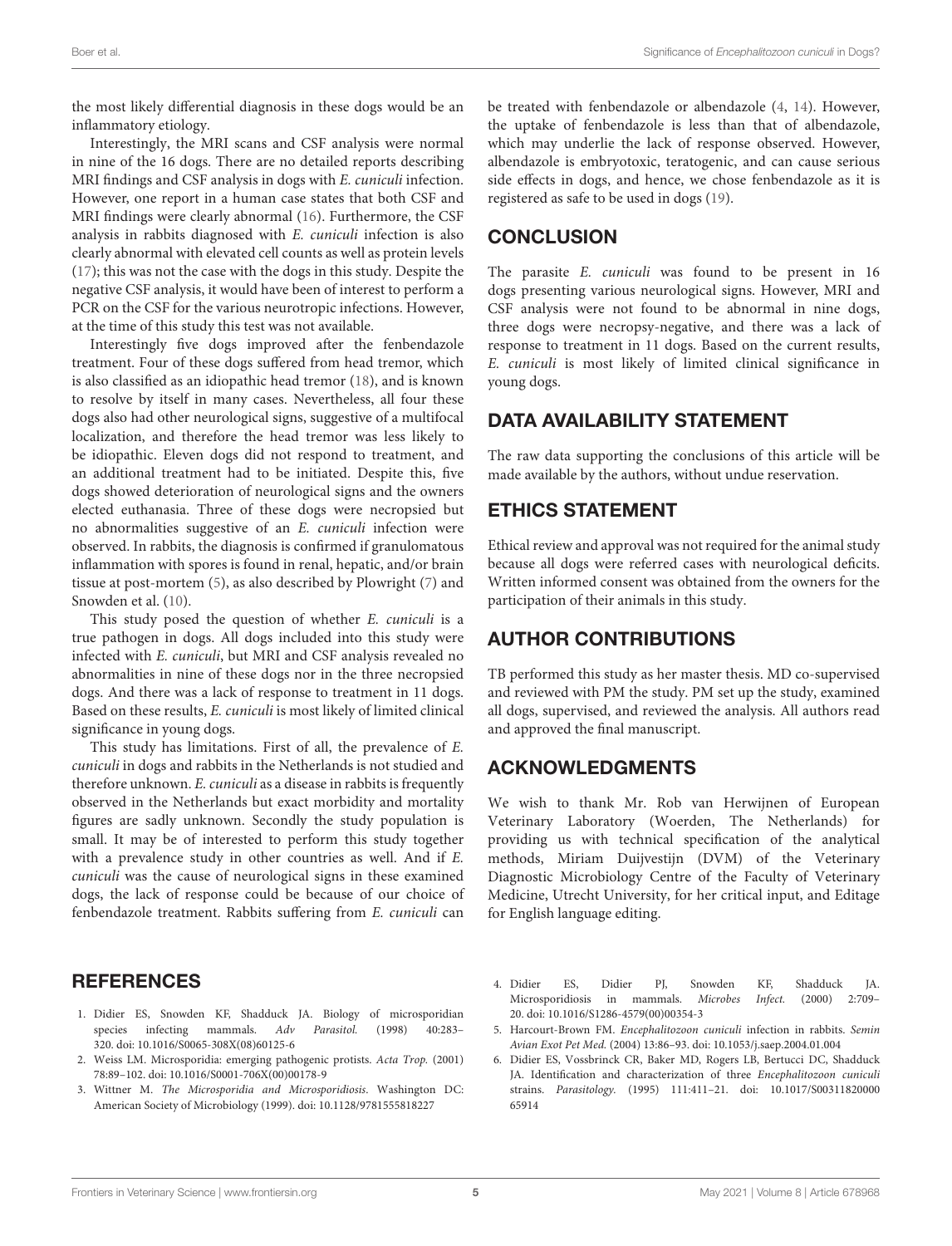the most likely differential diagnosis in these dogs would be an inflammatory etiology.

Interestingly, the MRI scans and CSF analysis were normal in nine of the 16 dogs. There are no detailed reports describing MRI findings and CSF analysis in dogs with *E. cuniculi* infection. However, one report in a human case states that both CSF and MRI findings were clearly abnormal (16). Furthermore, the CSF analysis in rabbits diagnosed with *E. cuniculi* infection is also clearly abnormal with elevated cell counts as well as protein levels (17); this was not the case with the dogs in this study. Despite the negative CSF analysis, it would have been of interest to perform a PCR on the CSF for the various neurotropic infections. However, at the time of this study this test was not available.

Interestingly five dogs improved after the fenbendazole treatment. Four of these dogs suffered from head tremor, which is also classified as an idiopathic head tremor (18), and is known to resolve by itself in many cases. Nevertheless, all four these dogs also had other neurological signs, suggestive of a multifocal localization, and therefore the head tremor was less likely to be idiopathic. Eleven dogs did not respond to treatment, and an additional treatment had to be initiated. Despite this, five dogs showed deterioration of neurological signs and the owners elected euthanasia. Three of these dogs were necropsied but no abnormalities suggestive of an *E. cuniculi* infection were observed. In rabbits, the diagnosis is confirmed if granulomatous inflammation with spores is found in renal, hepatic, and/or brain tissue at post-mortem (5), as also described by Plowright (7) and Snowden et al. (10).

This study posed the question of whether *E. cuniculi* is a true pathogen in dogs. All dogs included into this study were infected with *E. cuniculi*, but MRI and CSF analysis revealed no abnormalities in nine of these dogs nor in the three necropsied dogs. And there was a lack of response to treatment in 11 dogs. Based on these results, *E. cuniculi* is most likely of limited clinical significance in young dogs.

This study has limitations. First of all, the prevalence of *E. cuniculi* in dogs and rabbits in the Netherlands is not studied and therefore unknown. *E. cuniculi* as a disease in rabbits is frequently observed in the Netherlands but exact morbidity and mortality figures are sadly unknown. Secondly the study population is small. It may be of interested to perform this study together with a prevalence study in other countries as well. And if *E. cuniculi* was the cause of neurological signs in these examined dogs, the lack of response could be because of our choice of fenbendazole treatment. Rabbits suffering from *E. cuniculi* can be treated with fenbendazole or albendazole (4, 14). However, the uptake of fenbendazole is less than that of albendazole, which may underlie the lack of response observed. However, albendazole is embryotoxic, teratogenic, and can cause serious side effects in dogs, and hence, we chose fenbendazole as it is registered as safe to be used in dogs (19).

## CONCLUSION

The parasite *E. cuniculi* was found to be present in 16 dogs presenting various neurological signs. However, MRI and CSF analysis were not found to be abnormal in nine dogs, three dogs were necropsy-negative, and there was a lack of response to treatment in 11 dogs. Based on the current results, *E. cuniculi* is most likely of limited clinical significance in young dogs.

## DATA AVAILABILITY STATEMENT

The raw data supporting the conclusions of this article will be made available by the authors, without undue reservation.

## ETHICS STATEMENT

Ethical review and approval was not required for the animal study because all dogs were referred cases with neurological deficits. Written informed consent was obtained from the owners for the participation of their animals in this study.

## AUTHOR CONTRIBUTIONS

TB performed this study as her master thesis. MD co-supervised and reviewed with PM the study. PM set up the study, examined all dogs, supervised, and reviewed the analysis. All authors read and approved the final manuscript.

## ACKNOWLEDGMENTS

We wish to thank Mr. Rob van Herwijnen of European Veterinary Laboratory (Woerden, The Netherlands) for providing us with technical specification of the analytical methods, Miriam Duijvestijn (DVM) of the Veterinary Diagnostic Microbiology Centre of the Faculty of Veterinary Medicine, Utrecht University, for her critical input, and Editage for English language editing.

## REFERENCES

1. Didier ES, Snowden KF, Shadduck JA. Biology of microsporidian species infecting mammals. *Adv Parasitol.* (1998) 40:283–320. doi: 10.1016/S0065-308X(08)60125-6
2. Weiss LM. Microsporidia: emerging pathogenic protists. *Acta Trop.* (2001) 78:89–102. doi: 10.1016/S0001-706X(00)00178-9
3. Wittner M. *The Microsporidia and Microsporidiosis*. Washington DC: American Society of Microbiology (1999). doi: 10.1128/9781555818227
4. Didier ES, Didier PJ, Snowden KF, Shadduck JA. Microsporidiosis in mammals. *Microbes Infect.* (2000) 2:709–20. doi: 10.1016/S1286-4579(00)00354-3
5. Harcourt-Brown FM. *Encephalitozoon cuniculi* infection in rabbits. *Semin Avian Exot Pet Med.* (2004) 13:86–93. doi: 10.1053/j.saep.2004.01.004
6. Didier ES, Vossbrinck CR, Baker MD, Rogers LB, Bertucci DC, Shadduck JA. Identification and characterization of three *Encephalitozoon cuniculi* strains. *Parasitology.* (1995) 111:411–21. doi: 10.1017/S0031182000065914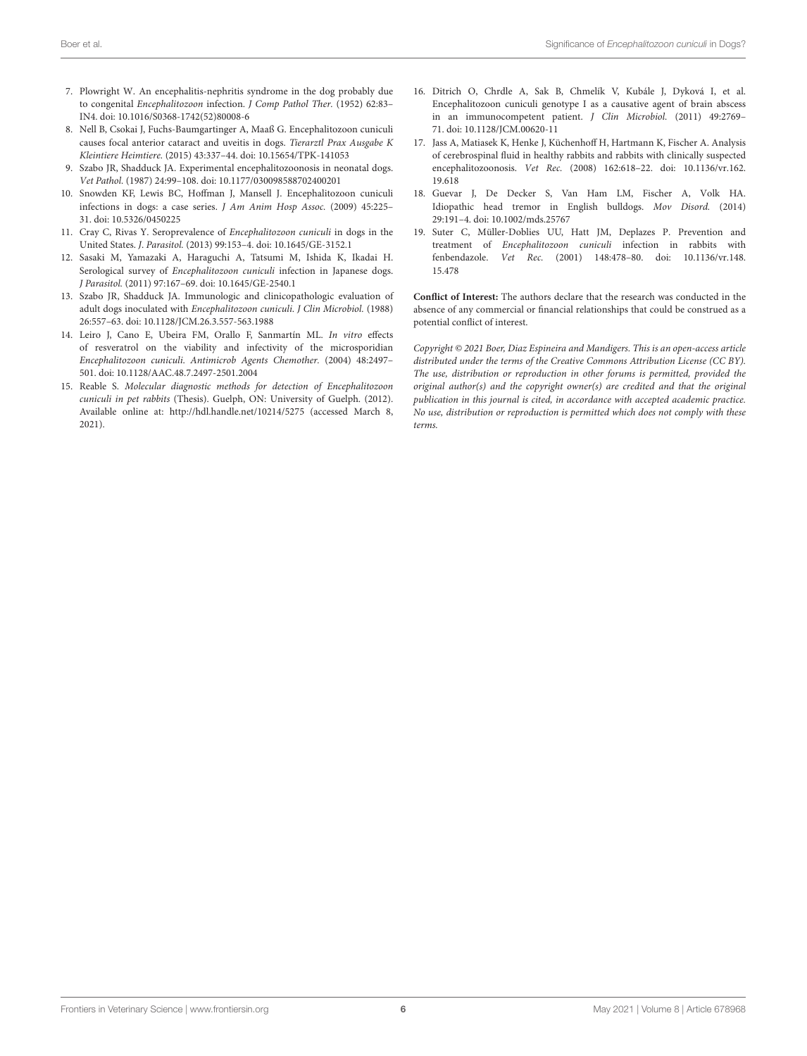7. Plowright W. An encephalitis-nephritis syndrome in the dog probably due to congenital *Encephalitozoon* infection. *J Comp Pathol Ther.* (1952) 62:83–IN4. doi: 10.1016/S0368-1742(52)80008-6
8. Nell B, Csokai J, Fuchs-Baumgartinger A, Maaß G. Encephalitozoon cuniculi causes focal anterior cataract and uveitis in dogs. *Tierarztl Prax Ausgabe K Kleintiere Heimtiere.* (2015) 43:337–44. doi: 10.15654/TPK-141053
9. Szabo JR, Shadduck JA. Experimental encephalitozoonosis in neonatal dogs. *Vet Pathol.* (1987) 24:99–108. doi: 10.1177/030098588702400201
10. Snowden KF, Lewis BC, Hoffman J, Mansell J. Encephalitozoon cuniculi infections in dogs: a case series. *J Am Anim Hosp Assoc.* (2009) 45:225–31. doi: 10.5326/0450225
11. Cray C, Rivas Y. Seroprevalence of *Encephalitozoon cuniculi* in dogs in the United States. *J. Parasitol.* (2013) 99:153–4. doi: 10.1645/GE-3152.1
12. Sasaki M, Yamazaki A, Haraguchi A, Tatsumi M, Ishida K, Ikadai H. Serological survey of *Encephalitozoon cuniculi* infection in Japanese dogs. *J Parasitol.* (2011) 97:167–69. doi: 10.1645/GE-2540.1
13. Szabo JR, Shadduck JA. Immunologic and clinicopathologic evaluation of adult dogs inoculated with *Encephalitozoon cuniculi*. *J Clin Microbiol.* (1988) 26:557–63. doi: 10.1128/JCM.26.3.557-563.1988
14. Leiro J, Cano E, Ubeira FM, Orallo F, Sanmartín ML. *In vitro* effects of resveratrol on the viability and infectivity of the microsporidian *Encephalitozoon cuniculi*. *Antimicrob Agents Chemother.* (2004) 48:2497–501. doi: 10.1128/AAC.48.7.2497-2501.2004
15. Reable S. *Molecular diagnostic methods for detection of Encephalitozoon cuniculi in pet rabbits* (Thesis). Guelph, ON: University of Guelph. (2012). Available online at: http://hdl.handle.net/10214/5275 (accessed March 8, 2021).
16. Ditrich O, Chrdle A, Sak B, Chmelík V, Kubále J, Dyková I, et al. Encephalitozoon cuniculi genotype I as a causative agent of brain abscess in an immunocompetent patient. *J Clin Microbiol.* (2011) 49:2769–71. doi: 10.1128/JCM.00620-11
17. Jass A, Matiasek K, Henke J, Küchenhoff H, Hartmann K, Fischer A. Analysis of cerebrospinal fluid in healthy rabbits and rabbits with clinically suspected encephalitozoonosis. *Vet Rec.* (2008) 162:618–22. doi: 10.1136/vr.162.19.618
18. Guevar J, De Decker S, Van Ham LM, Fischer A, Volk HA. Idiopathic head tremor in English bulldogs. *Mov Disord.* (2014) 29:191–4. doi: 10.1002/mds.25767
19. Suter C, Müller-Doblies UU, Hatt JM, Deplazes P. Prevention and treatment of *Encephalitozoon cuniculi* infection in rabbits with fenbendazole. *Vet Rec.* (2001) 148:478–80. doi: 10.1136/vr.148.15.478

**Conflict of Interest:** The authors declare that the research was conducted in the absence of any commercial or financial relationships that could be construed as a potential conflict of interest.

*Copyright © 2021 Boer, Diaz Espineira and Mandigers. This is an open-access article distributed under the terms of the Creative Commons Attribution License (CC BY). The use, distribution or reproduction in other forums is permitted, provided the original author(s) and the copyright owner(s) are credited and that the original publication in this journal is cited, in accordance with accepted academic practice. No use, distribution or reproduction is permitted which does not comply with these terms.*